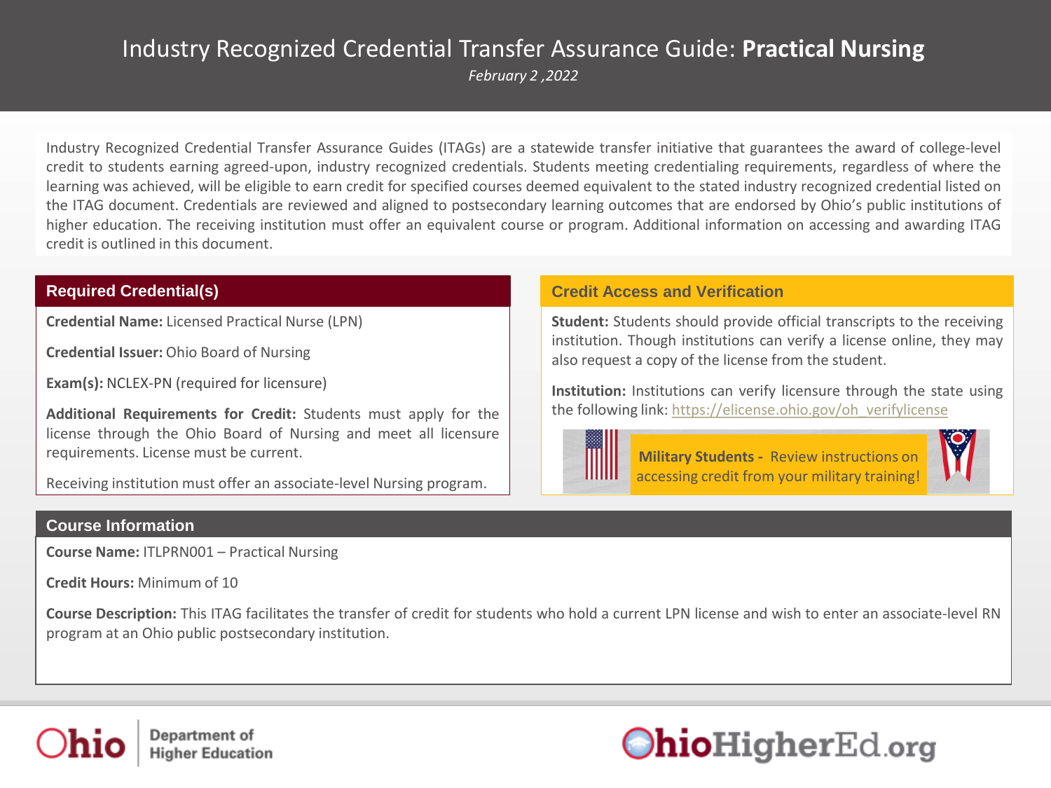# Industry Recognized Credential Transfer Assurance Guide: **Practical Nursing**

*February 2 ,2022*

Industry Recognized Credential Transfer Assurance Guides (ITAGs) are a statewide transfer initiative that guarantees the award of college-level credit to students earning agreed-upon, industry recognized credentials. Students meeting credentialing requirements, regardless of where the learning was achieved, will be eligible to earn credit for specified courses deemed equivalent to the stated industry recognized credential listed on the ITAG document. Credentials are reviewed and aligned to postsecondary learning outcomes that are endorsed by Ohio's public institutions of higher education. The receiving institution must offer an equivalent course or program. Additional information on accessing and awarding ITAG credit is outlined in this document.

## Required Credential(s)

**Credential Name:** Licensed Practical Nurse (LPN)

**Credential Issuer:** Ohio Board of Nursing

**Exam(s):** NCLEX-PN (required for licensure)

**Additional Requirements for Credit:** Students must apply for the license through the Ohio Board of Nursing and meet all licensure requirements. License must be current.

Receiving institution must offer an associate-level Nursing program.

## Credit Access and Verification

**Student:** Students should provide official transcripts to the receiving institution. Though institutions can verify a license online, they may also request a copy of the license from the student.

**Institution:** Institutions can verify licensure through the state using the following link: https://elicense.ohio.gov/oh_verifylicense

**Military Students -** Review instructions on accessing credit from your military training!

## Course Information

**Course Name:** ITLPRN001 – Practical Nursing

**Credit Hours:** Minimum of 10

**Course Description:** This ITAG facilitates the transfer of credit for students who hold a current LPN license and wish to enter an associate-level RN program at an Ohio public postsecondary institution.

Ohio Department of Higher Education

OhioHigherEd.org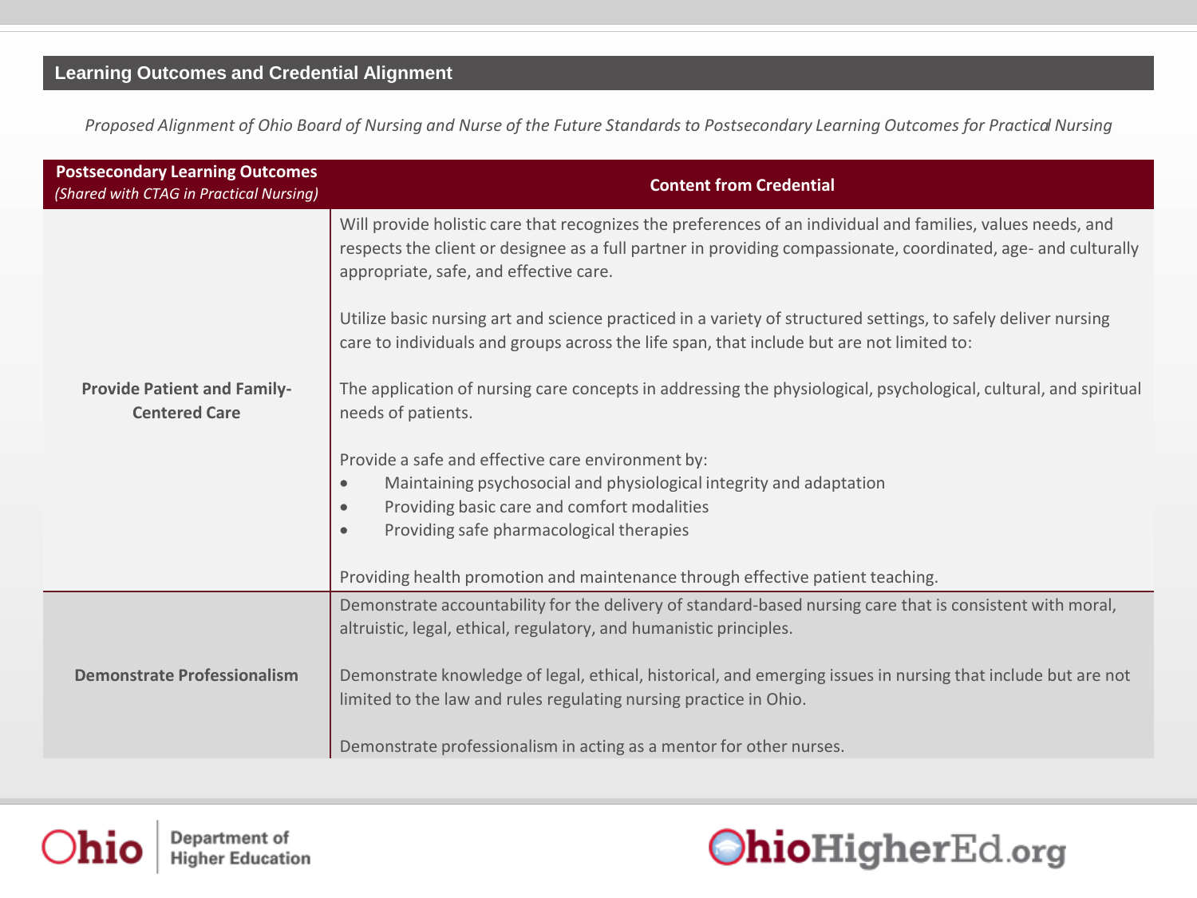## Learning Outcomes and Credential Alignment

*Proposed Alignment of Ohio Board of Nursing and Nurse of the Future Standards to Postsecondary Learning Outcomes for Practical Nursing*

| **Postsecondary Learning Outcomes** *(Shared with CTAG in Practical Nursing)* | **Content from Credential** |
|---|---|
| **Provide Patient and Family-Centered Care** | Will provide holistic care that recognizes the preferences of an individual and families, values needs, and respects the client or designee as a full partner in providing compassionate, coordinated, age- and culturally appropriate, safe, and effective care.<br><br>Utilize basic nursing art and science practiced in a variety of structured settings, to safely deliver nursing care to individuals and groups across the life span, that include but are not limited to:<br><br>The application of nursing care concepts in addressing the physiological, psychological, cultural, and spiritual needs of patients.<br><br>Provide a safe and effective care environment by:<br>• Maintaining psychosocial and physiological integrity and adaptation<br>• Providing basic care and comfort modalities<br>• Providing safe pharmacological therapies<br><br>Providing health promotion and maintenance through effective patient teaching. |
| **Demonstrate Professionalism** | Demonstrate accountability for the delivery of standard-based nursing care that is consistent with moral, altruistic, legal, ethical, regulatory, and humanistic principles.<br><br>Demonstrate knowledge of legal, ethical, historical, and emerging issues in nursing that include but are not limited to the law and rules regulating nursing practice in Ohio.<br><br>Demonstrate professionalism in acting as a mentor for other nurses. |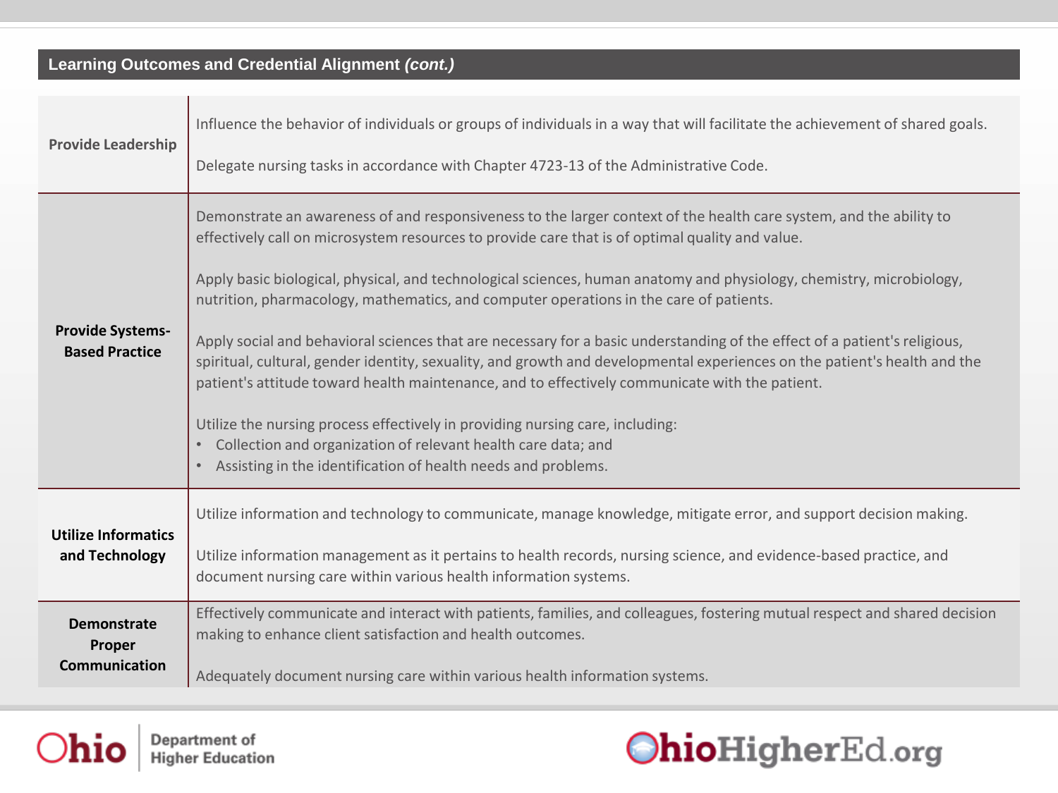## Learning Outcomes and Credential Alignment *(cont.)*

| | |
|---|---|
| **Provide Leadership** | Influence the behavior of individuals or groups of individuals in a way that will facilitate the achievement of shared goals.<br><br>Delegate nursing tasks in accordance with Chapter 4723-13 of the Administrative Code. |
| **Provide Systems-Based Practice** | Demonstrate an awareness of and responsiveness to the larger context of the health care system, and the ability to effectively call on microsystem resources to provide care that is of optimal quality and value.<br><br>Apply basic biological, physical, and technological sciences, human anatomy and physiology, chemistry, microbiology, nutrition, pharmacology, mathematics, and computer operations in the care of patients.<br><br>Apply social and behavioral sciences that are necessary for a basic understanding of the effect of a patient's religious, spiritual, cultural, gender identity, sexuality, and growth and developmental experiences on the patient's health and the patient's attitude toward health maintenance, and to effectively communicate with the patient.<br><br>Utilize the nursing process effectively in providing nursing care, including:<br>• Collection and organization of relevant health care data; and<br>• Assisting in the identification of health needs and problems. |
| **Utilize Informatics and Technology** | Utilize information and technology to communicate, manage knowledge, mitigate error, and support decision making.<br><br>Utilize information management as it pertains to health records, nursing science, and evidence-based practice, and document nursing care within various health information systems. |
| **Demonstrate Proper Communication** | Effectively communicate and interact with patients, families, and colleagues, fostering mutual respect and shared decision making to enhance client satisfaction and health outcomes.<br><br>Adequately document nursing care within various health information systems. |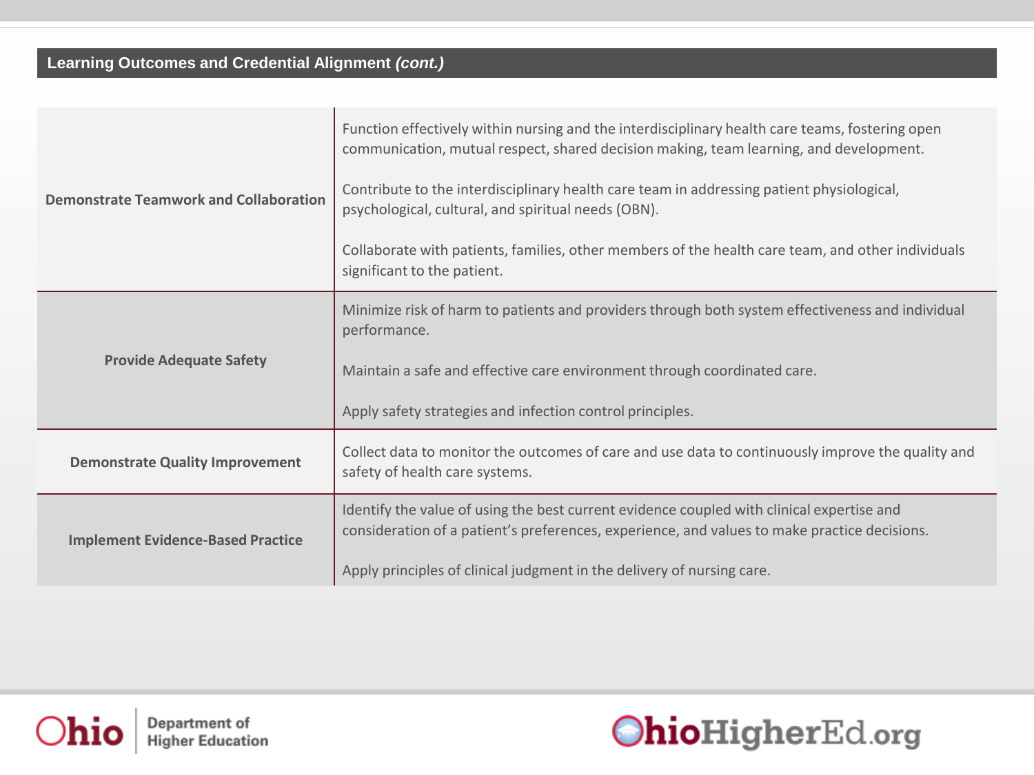## Learning Outcomes and Credential Alignment *(cont.)*

| | |
|---|---|
| **Demonstrate Teamwork and Collaboration** | Function effectively within nursing and the interdisciplinary health care teams, fostering open communication, mutual respect, shared decision making, team learning, and development.<br><br>Contribute to the interdisciplinary health care team in addressing patient physiological, psychological, cultural, and spiritual needs (OBN).<br><br>Collaborate with patients, families, other members of the health care team, and other individuals significant to the patient. |
| **Provide Adequate Safety** | Minimize risk of harm to patients and providers through both system effectiveness and individual performance.<br><br>Maintain a safe and effective care environment through coordinated care.<br><br>Apply safety strategies and infection control principles. |
| **Demonstrate Quality Improvement** | Collect data to monitor the outcomes of care and use data to continuously improve the quality and safety of health care systems. |
| **Implement Evidence-Based Practice** | Identify the value of using the best current evidence coupled with clinical expertise and consideration of a patient's preferences, experience, and values to make practice decisions.<br><br>Apply principles of clinical judgment in the delivery of nursing care. |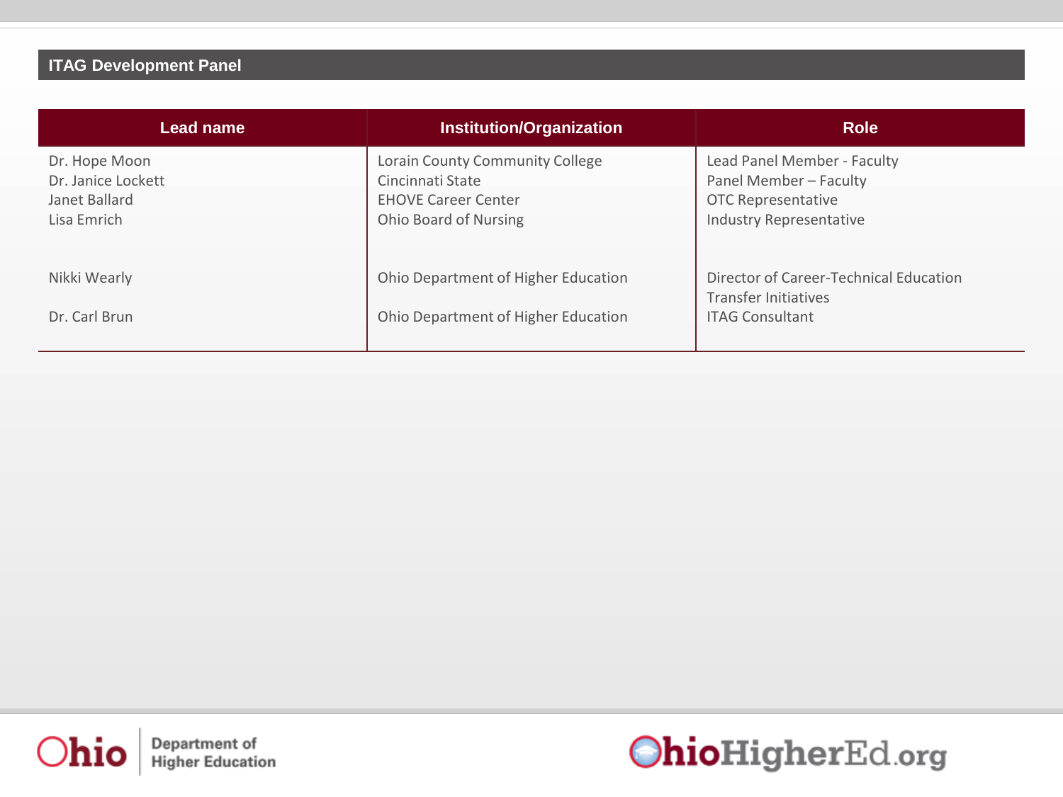## ITAG Development Panel

| Lead name | Institution/Organization | Role |
|---|---|---|
| Dr. Hope Moon | Lorain County Community College | Lead Panel Member - Faculty |
| Dr. Janice Lockett | Cincinnati State | Panel Member – Faculty |
| Janet Ballard | EHOVE Career Center | OTC Representative |
| Lisa Emrich | Ohio Board of Nursing | Industry Representative |
| Nikki Wearly | Ohio Department of Higher Education | Director of Career-Technical Education Transfer Initiatives |
| Dr. Carl Brun | Ohio Department of Higher Education | ITAG Consultant |